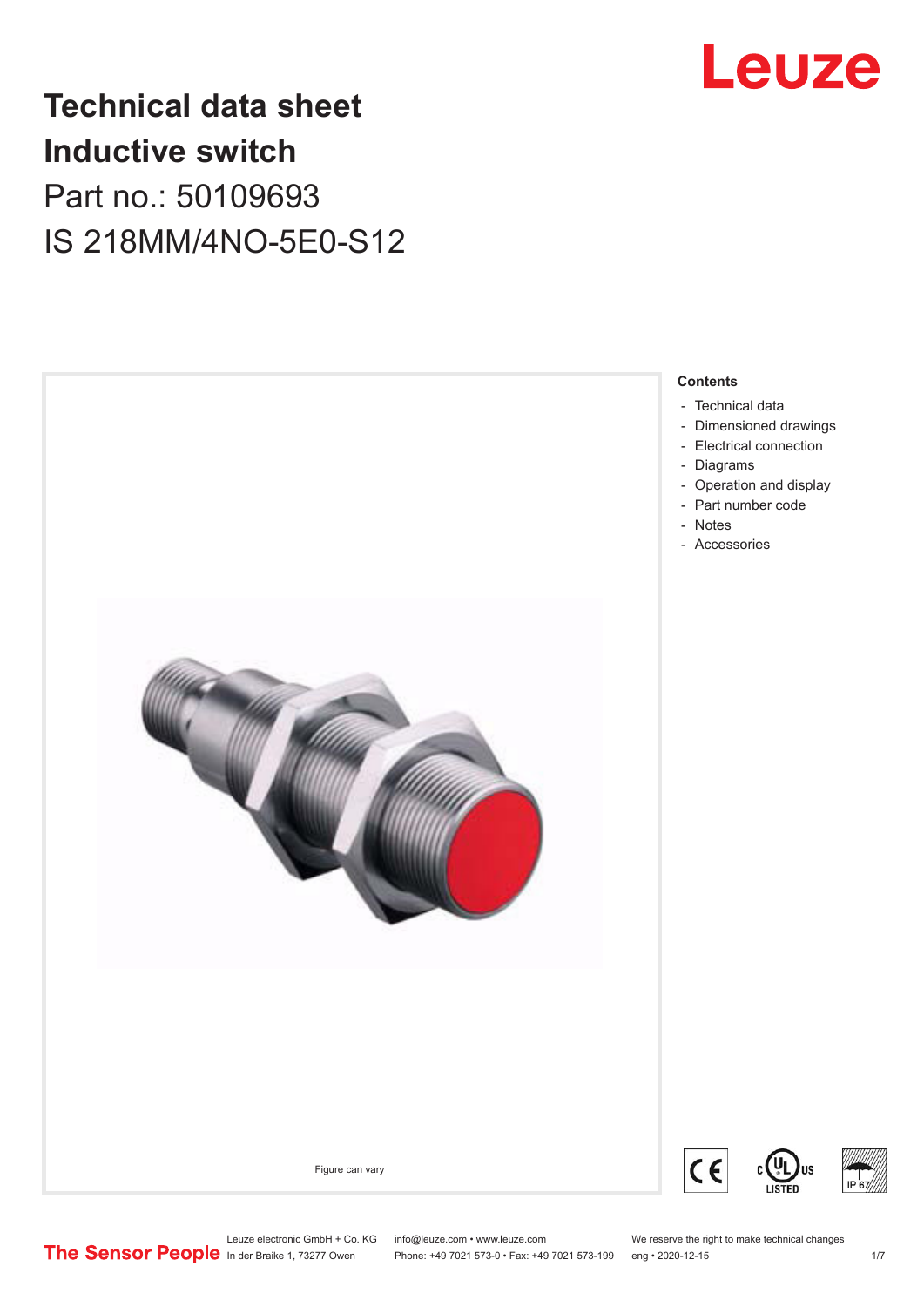# Technical data sheet
# Inductive switch

Part no.: 50109693

IS 218MM/4NO-5E0-S12

Figure can vary

**Contents**

- Technical data
- Dimensioned drawings
- Electrical connection
- Diagrams
- Operation and display
- Part number code
- Notes
- Accessories

Leuze electronic GmbH + Co. KG
In der Braike 1, 73277 Owen

info@leuze.com • www.leuze.com
Phone: +49 7021 573-0 • Fax: +49 7021 573-199

We reserve the right to make technical changes
eng • 2020-12-15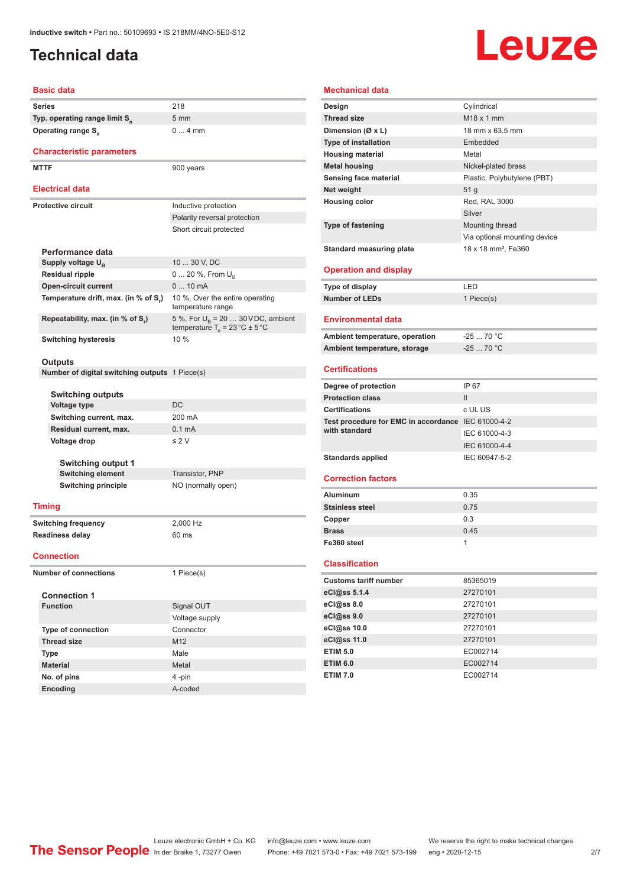# Technical data

## Basic data

| | |
|---|---|
| Series | 218 |
| Typ. operating range limit $S_n$ | 5 mm |
| Operating range $S_a$ | 0 ... 4 mm |

## Characteristic parameters

| | |
|---|---|
| MTTF | 900 years |

## Electrical data

| | |
|---|---|
| Protective circuit | Inductive protection |
| | Polarity reversal protection |
| | Short circuit protected |

### Performance data

| | |
|---|---|
| Supply voltage $U_B$ | 10 ... 30 V, DC |
| Residual ripple | 0 ... 20 %, From $U_B$ |
| Open-circuit current | 0 ... 10 mA |
| Temperature drift, max. (in % of $S_r$) | 10 %, Over the entire operating temperature range |
| Repeatability, max. (in % of $S_r$) | 5 %, For $U_B$ = 20 … 30 V DC, ambient temperature $T_a$ = 23 °C ± 5 °C |
| Switching hysteresis | 10 % |

### Outputs

| | |
|---|---|
| Number of digital switching outputs | 1 Piece(s) |

#### Switching outputs

| | |
|---|---|
| Voltage type | DC |
| Switching current, max. | 200 mA |
| Residual current, max. | 0.1 mA |
| Voltage drop | ≤ 2 V |

#### Switching output 1

| | |
|---|---|
| Switching element | Transistor, PNP |
| Switching principle | NO (normally open) |

## Timing

| | |
|---|---|
| Switching frequency | 2,000 Hz |
| Readiness delay | 60 ms |

## Connection

| | |
|---|---|
| Number of connections | 1 Piece(s) |

### Connection 1

| | |
|---|---|
| Function | Signal OUT |
| | Voltage supply |
| Type of connection | Connector |
| Thread size | M12 |
| Type | Male |
| Material | Metal |
| No. of pins | 4 -pin |
| Encoding | A-coded |

## Mechanical data

| | |
|---|---|
| Design | Cylindrical |
| Thread size | M18 x 1 mm |
| Dimension (Ø x L) | 18 mm x 63.5 mm |
| Type of installation | Embedded |
| Housing material | Metal |
| Metal housing | Nickel-plated brass |
| Sensing face material | Plastic, Polybutylene (PBT) |
| Net weight | 51 g |
| Housing color | Red, RAL 3000 |
| | Silver |
| Type of fastening | Mounting thread |
| | Via optional mounting device |
| Standard measuring plate | 18 x 18 mm², Fe360 |

## Operation and display

| | |
|---|---|
| Type of display | LED |
| Number of LEDs | 1 Piece(s) |

## Environmental data

| | |
|---|---|
| Ambient temperature, operation | -25 ... 70 °C |
| Ambient temperature, storage | -25 ... 70 °C |

## Certifications

| | |
|---|---|
| Degree of protection | IP 67 |
| Protection class | II |
| Certifications | c UL US |
| Test procedure for EMC in accordance with standard | IEC 61000-4-2 |
| | IEC 61000-4-3 |
| | IEC 61000-4-4 |
| Standards applied | IEC 60947-5-2 |

## Correction factors

| | |
|---|---|
| Aluminum | 0.35 |
| Stainless steel | 0.75 |
| Copper | 0.3 |
| Brass | 0.45 |
| Fe360 steel | 1 |

## Classification

| | |
|---|---|
| Customs tariff number | 85365019 |
| eCl@ss 5.1.4 | 27270101 |
| eCl@ss 8.0 | 27270101 |
| eCl@ss 9.0 | 27270101 |
| eCl@ss 10.0 | 27270101 |
| eCl@ss 11.0 | 27270101 |
| ETIM 5.0 | EC002714 |
| ETIM 6.0 | EC002714 |
| ETIM 7.0 | EC002714 |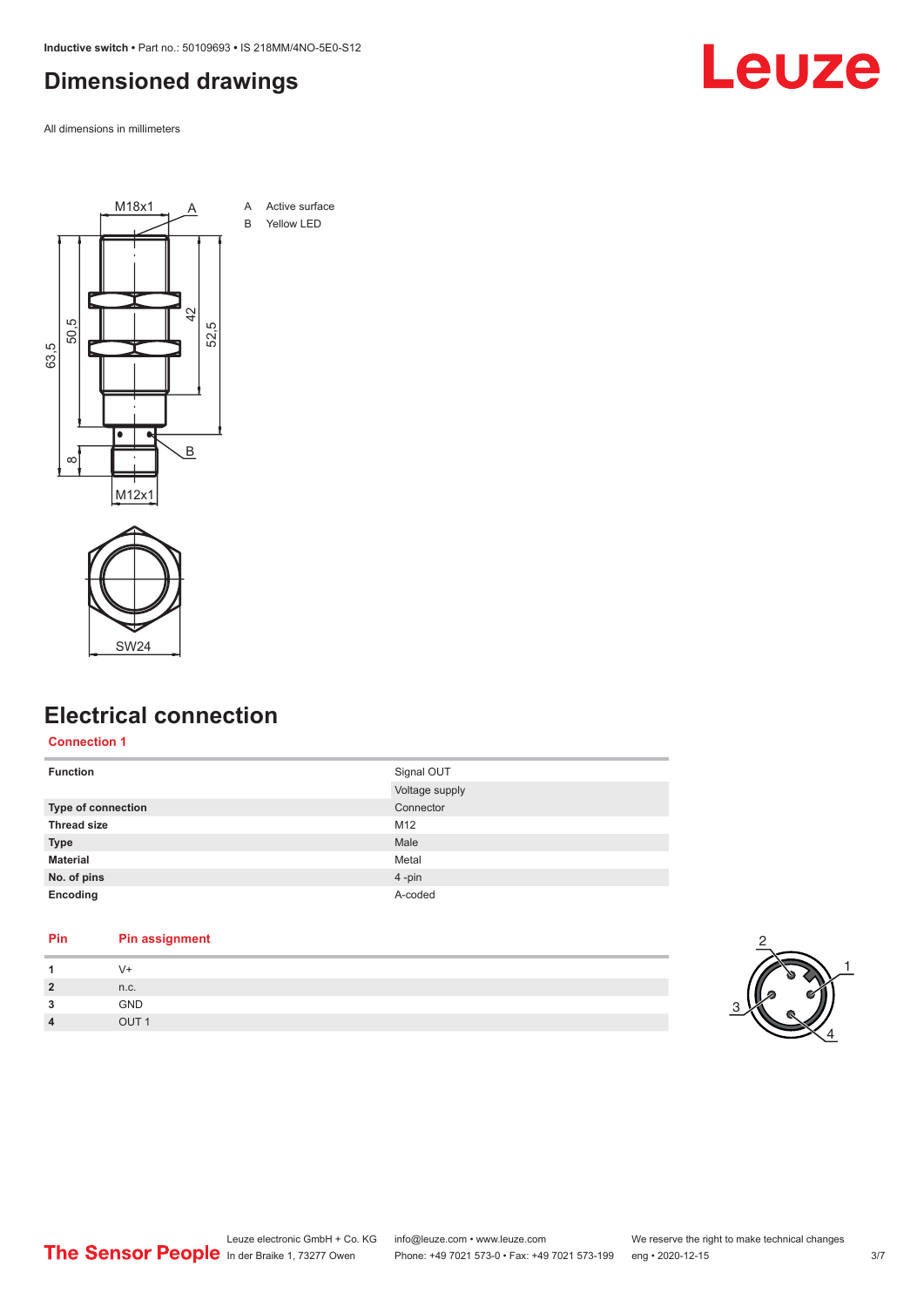# Dimensioned drawings

All dimensions in millimeters

A Active surface
B Yellow LED

# Electrical connection

## Connection 1

| Function | Signal OUT |
|---|---|
| | Voltage supply |
| **Type of connection** | Connector |
| **Thread size** | M12 |
| **Type** | Male |
| **Material** | Metal |
| **No. of pins** | 4 -pin |
| **Encoding** | A-coded |

| Pin | Pin assignment |
|---|---|
| **1** | V+ |
| **2** | n.c. |
| **3** | GND |
| **4** | OUT 1 |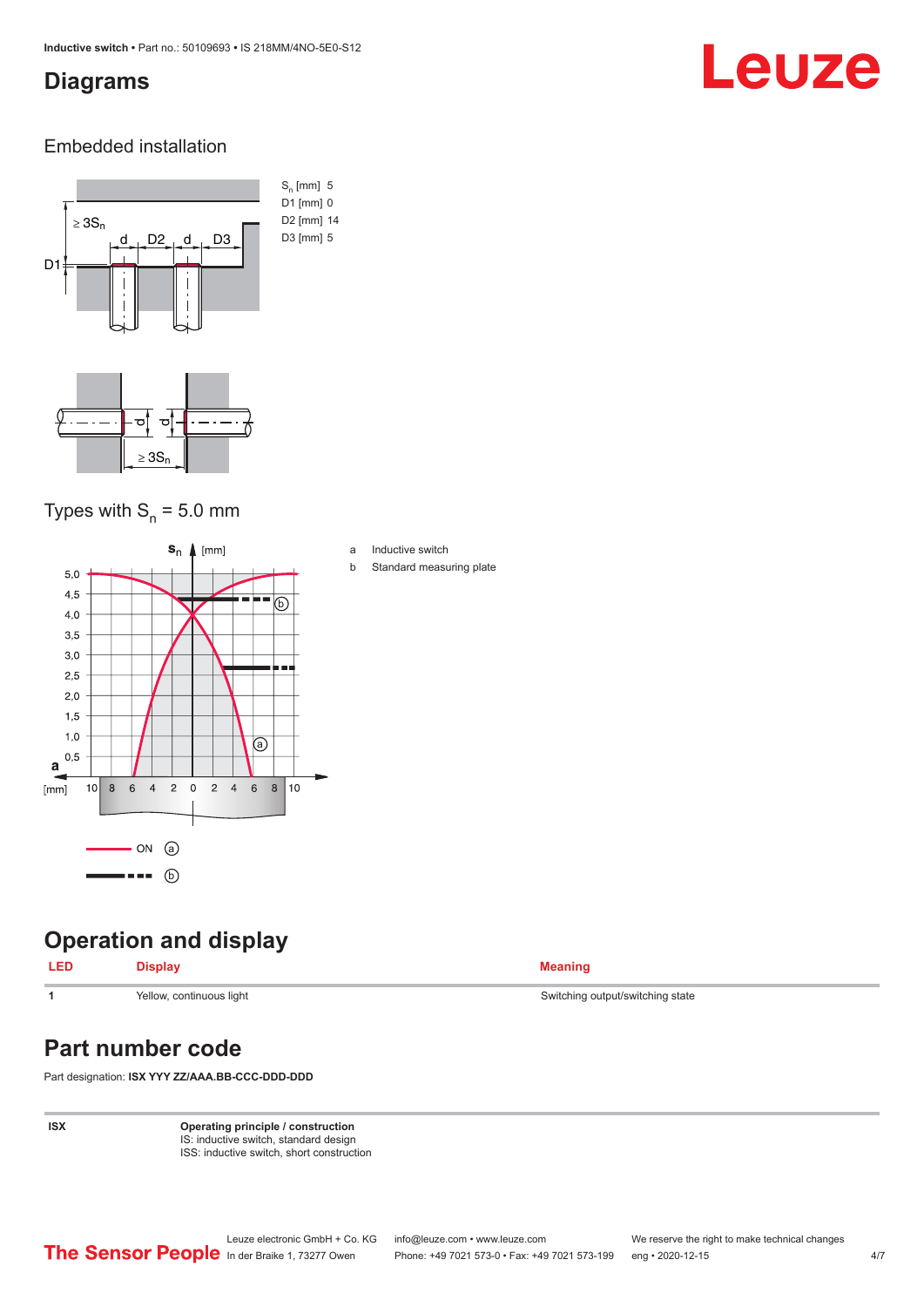# Diagrams

## Embedded installation

$S_n$ [mm] 5
D1 [mm] 0
D2 [mm] 14
D3 [mm] 5

## Types with $S_n$ = 5.0 mm

a Inductive switch
b Standard measuring plate

# Operation and display

| LED | Display | Meaning |
|---|---|---|
| 1 | Yellow, continuous light | Switching output/switching state |

# Part number code

Part designation: **ISX YYY ZZ/AAA.BB-CCC-DDD-DDD**

| ISX | **Operating principle / construction**<br>IS: inductive switch, standard design<br>ISS: inductive switch, short construction |
|---|---|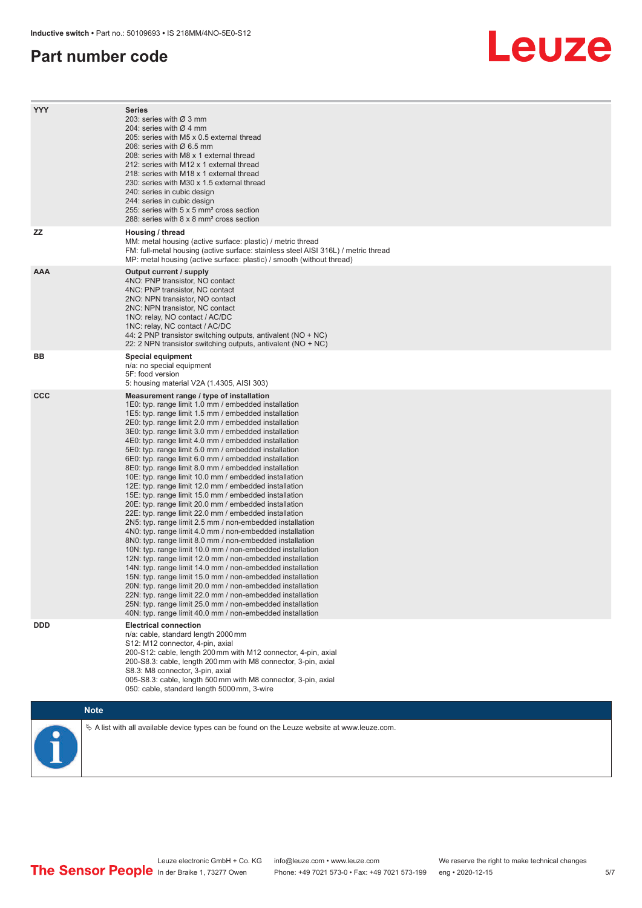# Part number code

| | |
|---|---|
| YYY | **Series**<br>203: series with Ø 3 mm<br>204: series with Ø 4 mm<br>205: series with M5 x 0.5 external thread<br>206: series with Ø 6.5 mm<br>208: series with M8 x 1 external thread<br>212: series with M12 x 1 external thread<br>218: series with M18 x 1 external thread<br>230: series with M30 x 1.5 external thread<br>240: series in cubic design<br>244: series in cubic design<br>255: series with 5 x 5 mm² cross section<br>288: series with 8 x 8 mm² cross section |
| ZZ | **Housing / thread**<br>MM: metal housing (active surface: plastic) / metric thread<br>FM: full-metal housing (active surface: stainless steel AISI 316L) / metric thread<br>MP: metal housing (active surface: plastic) / smooth (without thread) |
| AAA | **Output current / supply**<br>4NO: PNP transistor, NO contact<br>4NC: PNP transistor, NC contact<br>2NO: NPN transistor, NO contact<br>2NC: NPN transistor, NC contact<br>1NO: relay, NO contact / AC/DC<br>1NC: relay, NC contact / AC/DC<br>44: 2 PNP transistor switching outputs, antivalent (NO + NC)<br>22: 2 NPN transistor switching outputs, antivalent (NO + NC) |
| BB | **Special equipment**<br>n/a: no special equipment<br>5F: food version<br>5: housing material V2A (1.4305, AISI 303) |
| CCC | **Measurement range / type of installation**<br>1E0: typ. range limit 1.0 mm / embedded installation<br>1E5: typ. range limit 1.5 mm / embedded installation<br>2E0: typ. range limit 2.0 mm / embedded installation<br>3E0: typ. range limit 3.0 mm / embedded installation<br>4E0: typ. range limit 4.0 mm / embedded installation<br>5E0: typ. range limit 5.0 mm / embedded installation<br>6E0: typ. range limit 6.0 mm / embedded installation<br>8E0: typ. range limit 8.0 mm / embedded installation<br>10E: typ. range limit 10.0 mm / embedded installation<br>12E: typ. range limit 12.0 mm / embedded installation<br>15E: typ. range limit 15.0 mm / embedded installation<br>20E: typ. range limit 20.0 mm / embedded installation<br>22E: typ. range limit 22.0 mm / embedded installation<br>2N5: typ. range limit 2.5 mm / non-embedded installation<br>4N0: typ. range limit 4.0 mm / non-embedded installation<br>8N0: typ. range limit 8.0 mm / non-embedded installation<br>10N: typ. range limit 10.0 mm / non-embedded installation<br>12N: typ. range limit 12.0 mm / non-embedded installation<br>14N: typ. range limit 14.0 mm / non-embedded installation<br>15N: typ. range limit 15.0 mm / non-embedded installation<br>20N: typ. range limit 20.0 mm / non-embedded installation<br>22N: typ. range limit 22.0 mm / non-embedded installation<br>25N: typ. range limit 25.0 mm / non-embedded installation<br>40N: typ. range limit 40.0 mm / non-embedded installation |
| DDD | **Electrical connection**<br>n/a: cable, standard length 2000 mm<br>S12: M12 connector, 4-pin, axial<br>200-S12: cable, length 200 mm with M12 connector, 4-pin, axial<br>200-S8.3: cable, length 200 mm with M8 connector, 3-pin, axial<br>S8.3: M8 connector, 3-pin, axial<br>005-S8.3: cable, length 500 mm with M8 connector, 3-pin, axial<br>050: cable, standard length 5000 mm, 3-wire |

**Note**

✎ A list with all available device types can be found on the Leuze website at www.leuze.com.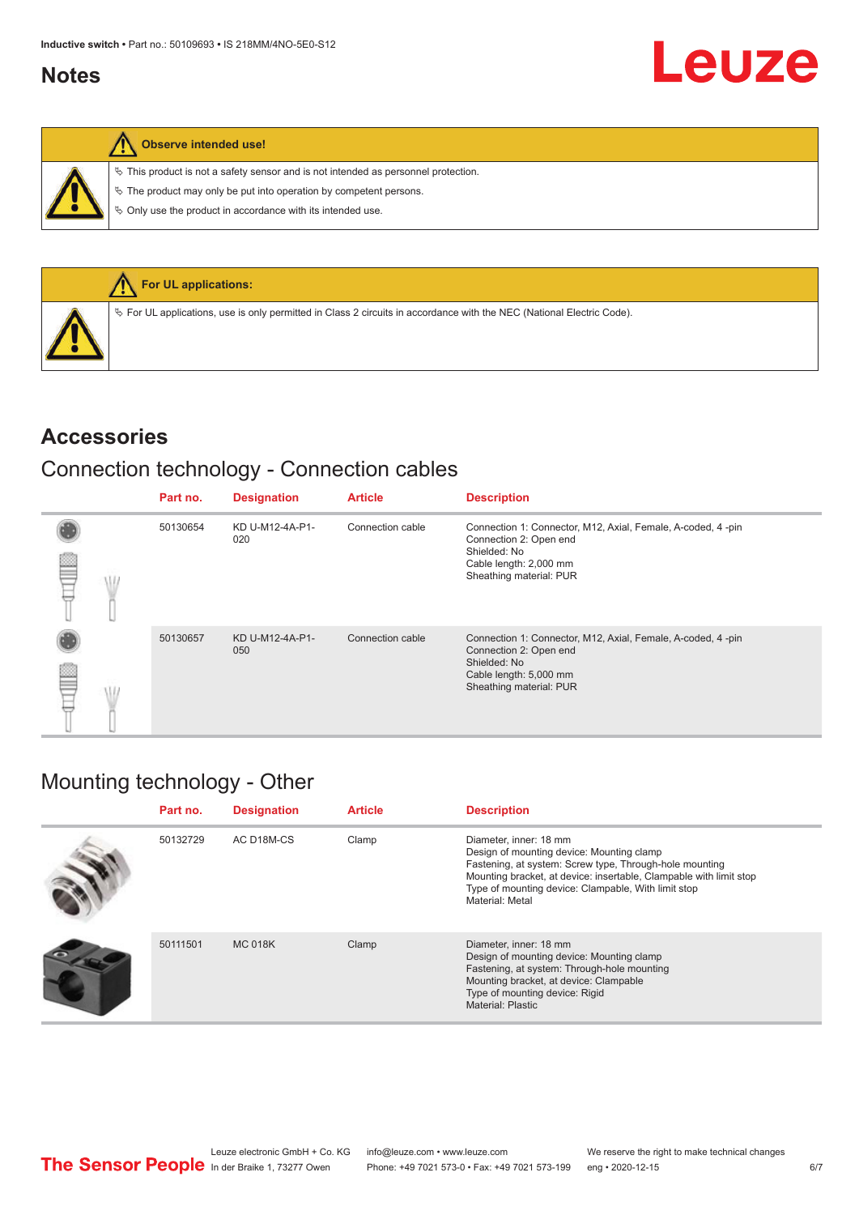## Notes

**Observe intended use!**

- ✎ This product is not a safety sensor and is not intended as personnel protection.
- ✎ The product may only be put into operation by competent persons.
- ✎ Only use the product in accordance with its intended use.

**For UL applications:**

- ✎ For UL applications, use is only permitted in Class 2 circuits in accordance with the NEC (National Electric Code).

## Accessories

### Connection technology - Connection cables

| Part no. | Designation | Article | Description |
|---|---|---|---|
| 50130654 | KD U-M12-4A-P1-020 | Connection cable | Connection 1: Connector, M12, Axial, Female, A-coded, 4 -pin<br>Connection 2: Open end<br>Shielded: No<br>Cable length: 2,000 mm<br>Sheathing material: PUR |
| 50130657 | KD U-M12-4A-P1-050 | Connection cable | Connection 1: Connector, M12, Axial, Female, A-coded, 4 -pin<br>Connection 2: Open end<br>Shielded: No<br>Cable length: 5,000 mm<br>Sheathing material: PUR |

### Mounting technology - Other

| Part no. | Designation | Article | Description |
|---|---|---|---|
| 50132729 | AC D18M-CS | Clamp | Diameter, inner: 18 mm<br>Design of mounting device: Mounting clamp<br>Fastening, at system: Screw type, Through-hole mounting<br>Mounting bracket, at device: insertable, Clampable with limit stop<br>Type of mounting device: Clampable, With limit stop<br>Material: Metal |
| 50111501 | MC 018K | Clamp | Diameter, inner: 18 mm<br>Design of mounting device: Mounting clamp<br>Fastening, at system: Through-hole mounting<br>Mounting bracket, at device: Clampable<br>Type of mounting device: Rigid<br>Material: Plastic |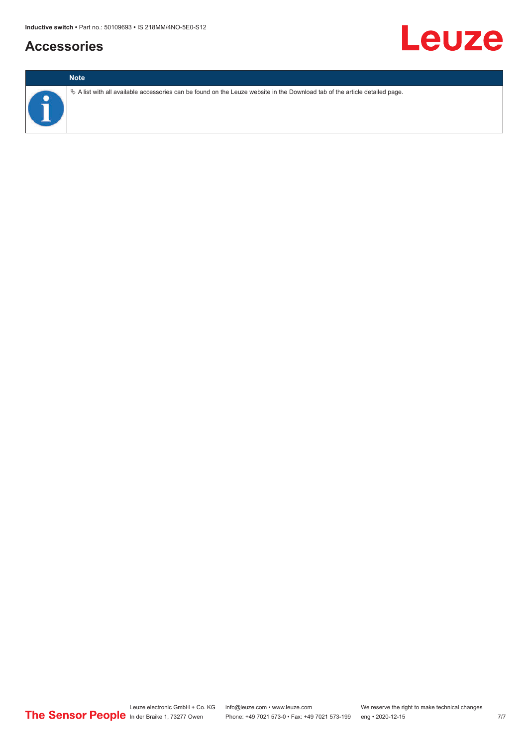## Accessories

| | Note |
|---|---|
| | ✎ A list with all available accessories can be found on the Leuze website in the Download tab of the article detailed page. |